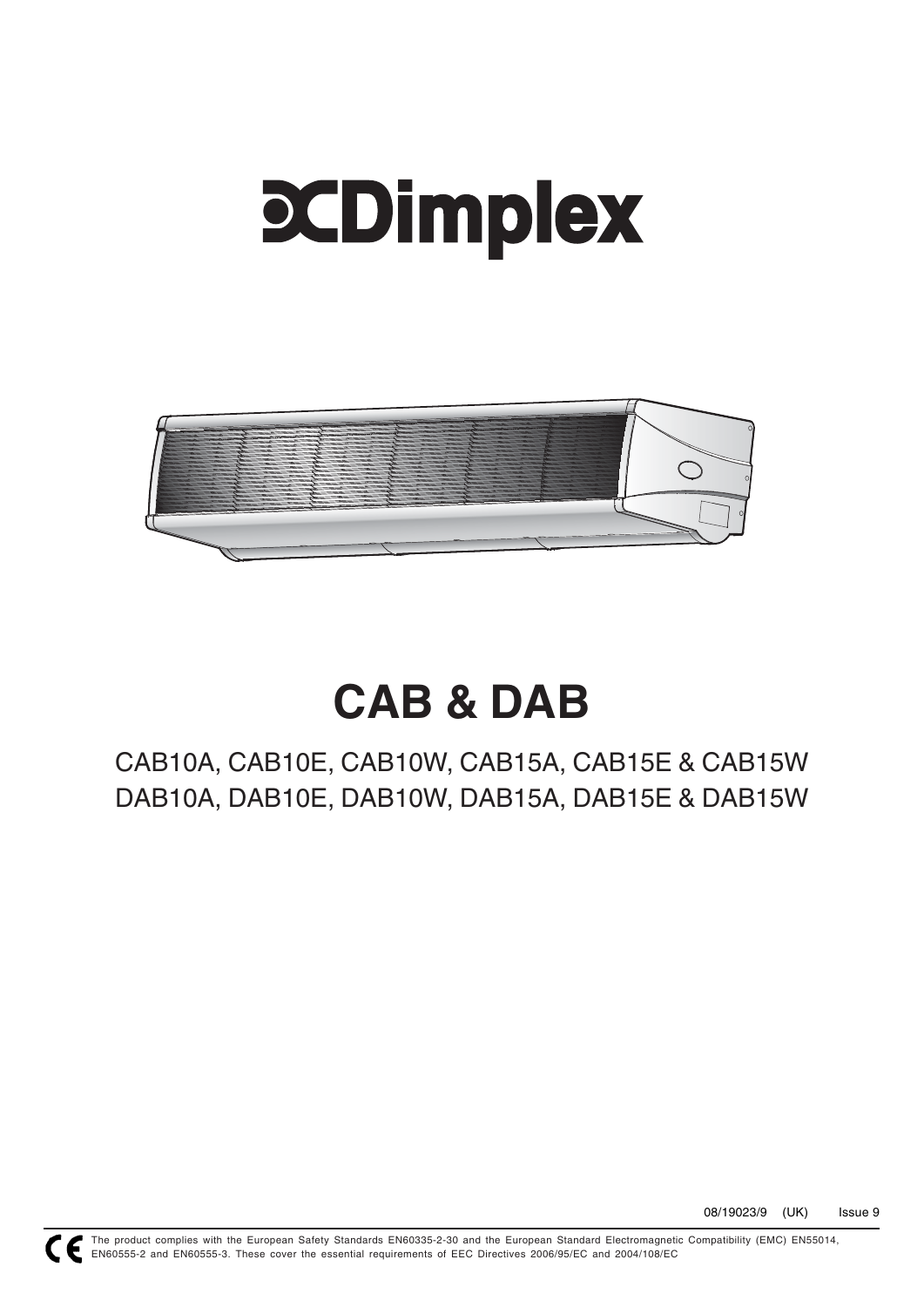Dimplex

# CAB & DAB

CAB10A, CAB10E, CAB10W, CAB15A, CAB15E & CAB15W
DAB10A, DAB10E, DAB10W, DAB15A, DAB15E & DAB15W

08/19023/9 (UK) Issue 9

CE The product complies with the European Safety Standards EN60335-2-30 and the European Standard Electromagnetic Compatibility (EMC) EN55014, EN60555-2 and EN60555-3. These cover the essential requirements of EEC Directives 2006/95/EC and 2004/108/EC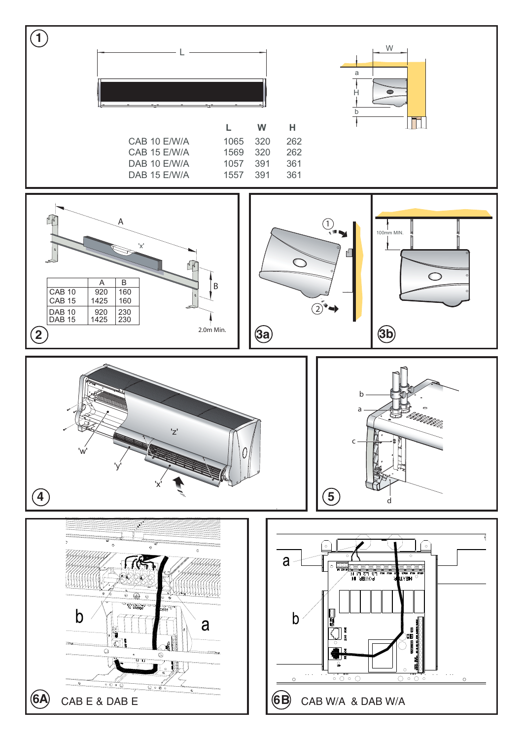## 1

| | L | W | H |
|---|---|---|---|
| CAB 10 E/W/A | 1065 | 320 | 262 |
| CAB 15 E/W/A | 1569 | 320 | 262 |
| DAB 10 E/W/A | 1057 | 391 | 361 |
| DAB 15 E/W/A | 1557 | 391 | 361 |

## 2

| | A | B |
|---|---|---|
| CAB 10 | 920 | 160 |
| CAB 15 | 1425 | 160 |
| DAB 10 | 920 | 230 |
| DAB 15 | 1425 | 230 |

2.0m Min.

## 3a

## 3b

100mm MIN.

## 4

## 5

## 6A

CAB E & DAB E

## 6B

CAB W/A & DAB W/A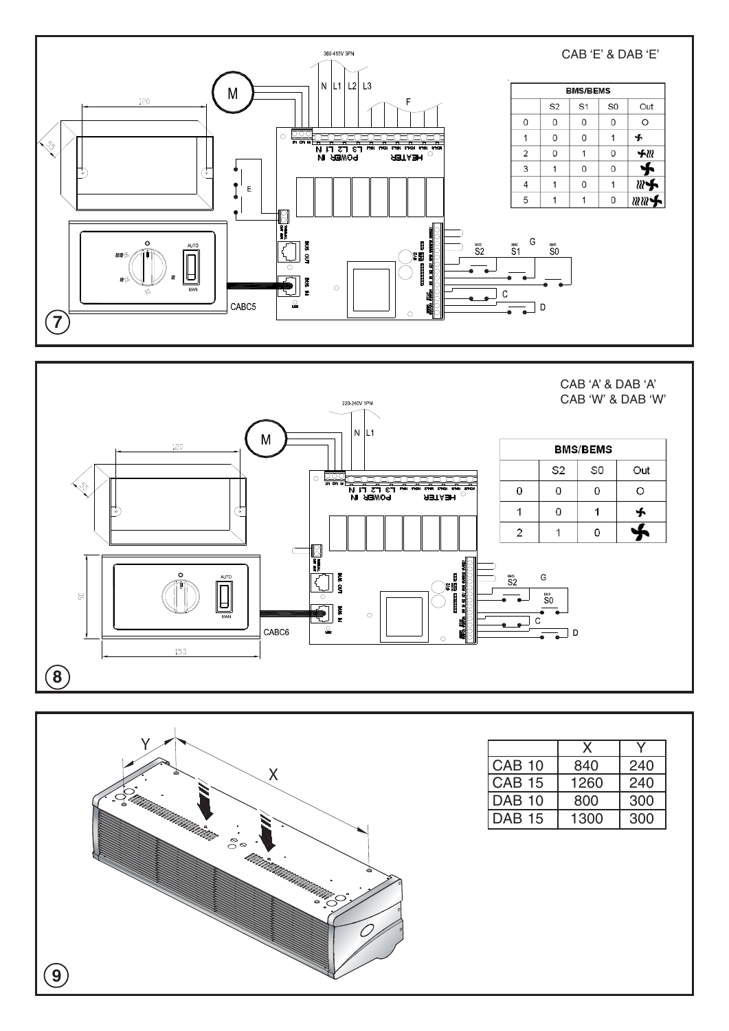## 7

CAB 'E' & DAB 'E'

380-415V 3PN

N L1 L2 L3

M

F

E

G

BMS S2 BMS S1 BMS S0

C

D

CABC5

| BMS/BEMS | | | | |
|---|---|---|---|---|
| | S2 | S1 | S0 | Out |
| 0 | 0 | 0 | 0 | ○ |
| 1 | 0 | 0 | 1 | ✤ |
| 2 | 0 | 1 | 0 | ✤≋ |
| 3 | 1 | 0 | 0 | ✤ |
| 4 | 1 | 0 | 1 | ≋✤ |
| 5 | 1 | 1 | 0 | ≋≋✤ |

## 8

CAB 'A' & DAB 'A'
CAB 'W' & DAB 'W'

220-240V 1PN

N L1

M

G

BMS S2

BMS S0

C

D

CABC6

| BMS/BEMS | | | |
|---|---|---|---|
| | S2 | S0 | Out |
| 0 | 0 | 0 | ○ |
| 1 | 0 | 1 | ✤ |
| 2 | 1 | 0 | ✤ |

## 9

| | X | Y |
|---|---|---|
| CAB 10 | 840 | 240 |
| CAB 15 | 1260 | 240 |
| DAB 10 | 800 | 300 |
| DAB 15 | 1300 | 300 |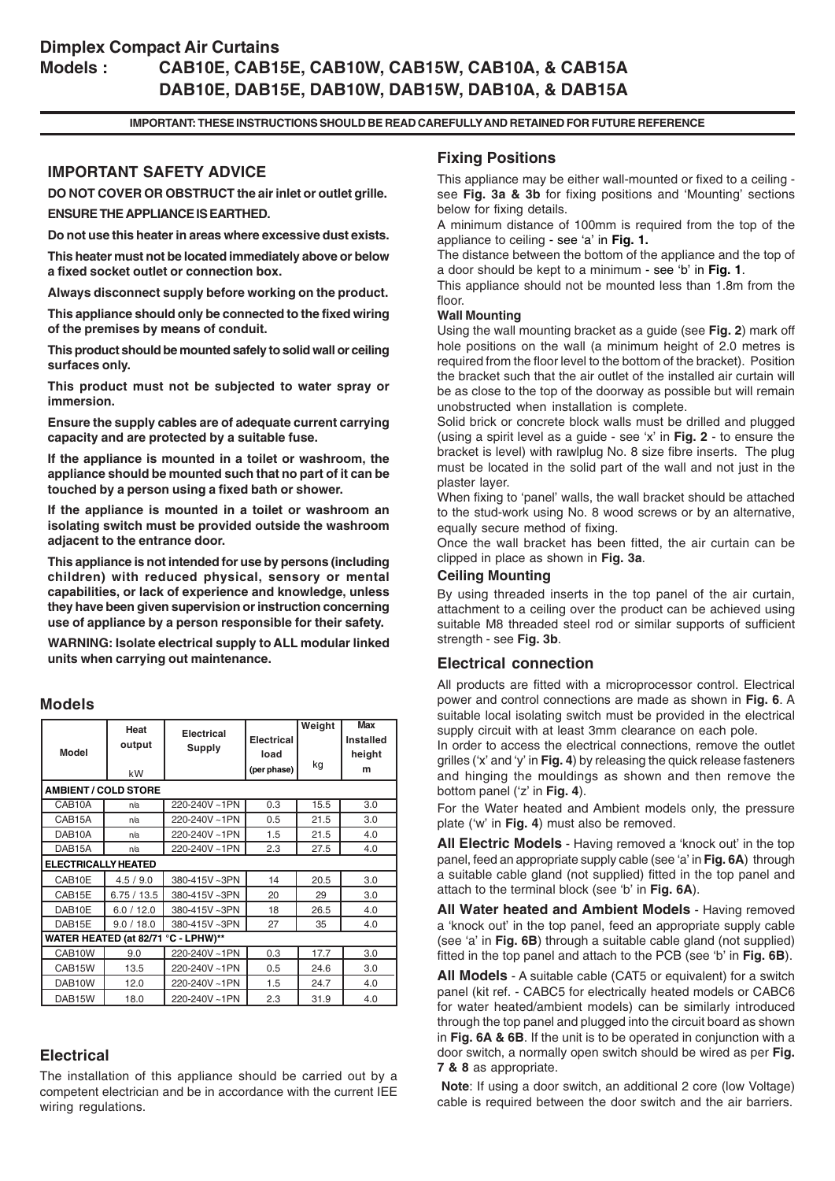# Dimplex Compact Air Curtains

# Models : CAB10E, CAB15E, CAB10W, CAB15W, CAB10A, & CAB15A DAB10E, DAB15E, DAB10W, DAB15W, DAB10A, & DAB15A

**IMPORTANT: THESE INSTRUCTIONS SHOULD BE READ CAREFULLY AND RETAINED FOR FUTURE REFERENCE**

## IMPORTANT SAFETY ADVICE

**DO NOT COVER OR OBSTRUCT the air inlet or outlet grille.**

**ENSURE THE APPLIANCE IS EARTHED.**

**Do not use this heater in areas where excessive dust exists.**

**This heater must not be located immediately above or below a fixed socket outlet or connection box.**

**Always disconnect supply before working on the product.**

**This appliance should only be connected to the fixed wiring of the premises by means of conduit.**

**This product should be mounted safely to solid wall or ceiling surfaces only.**

**This product must not be subjected to water spray or immersion.**

**Ensure the supply cables are of adequate current carrying capacity and are protected by a suitable fuse.**

**If the appliance is mounted in a toilet or washroom, the appliance should be mounted such that no part of it can be touched by a person using a fixed bath or shower.**

**If the appliance is mounted in a toilet or washroom an isolating switch must be provided outside the washroom adjacent to the entrance door.**

**This appliance is not intended for use by persons (including children) with reduced physical, sensory or mental capabilities, or lack of experience and knowledge, unless they have been given supervision or instruction concerning use of appliance by a person responsible for their safety.**

**WARNING: Isolate electrical supply to ALL modular linked units when carrying out maintenance.**

## Models

| Model | Heat output kW | Electrical Supply | Electrical load (per phase) | Weight kg | Max Installed height m |
|---|---|---|---|---|---|
| **AMBIENT / COLD STORE** | | | | | |
| CAB10A | n/a | 220-240V ~1PN | 0.3 | 15.5 | 3.0 |
| CAB15A | n/a | 220-240V ~1PN | 0.5 | 21.5 | 3.0 |
| DAB10A | n/a | 220-240V ~1PN | 1.5 | 21.5 | 4.0 |
| DAB15A | n/a | 220-240V ~1PN | 2.3 | 27.5 | 4.0 |
| **ELECTRICALLY HEATED** | | | | | |
| CAB10E | 4.5 / 9.0 | 380-415V ~3PN | 14 | 20.5 | 3.0 |
| CAB15E | 6.75 / 13.5 | 380-415V ~3PN | 20 | 29 | 3.0 |
| DAB10E | 6.0 / 12.0 | 380-415V ~3PN | 18 | 26.5 | 4.0 |
| DAB15E | 9.0 / 18.0 | 380-415V ~3PN | 27 | 35 | 4.0 |
| **WATER HEATED (at 82/71 °C - LPHW)\*\*** | | | | | |
| CAB10W | 9.0 | 220-240V ~1PN | 0.3 | 17.7 | 3.0 |
| CAB15W | 13.5 | 220-240V ~1PN | 0.5 | 24.6 | 3.0 |
| DAB10W | 12.0 | 220-240V ~1PN | 1.5 | 24.7 | 4.0 |
| DAB15W | 18.0 | 220-240V ~1PN | 2.3 | 31.9 | 4.0 |

## Electrical

The installation of this appliance should be carried out by a competent electrician and be in accordance with the current IEE wiring regulations.

## Fixing Positions

This appliance may be either wall-mounted or fixed to a ceiling - see **Fig. 3a & 3b** for fixing positions and 'Mounting' sections below for fixing details.

A minimum distance of 100mm is required from the top of the appliance to ceiling - see 'a' in **Fig. 1.**

The distance between the bottom of the appliance and the top of a door should be kept to a minimum - see 'b' in **Fig. 1**.

This appliance should not be mounted less than 1.8m from the floor.

### Wall Mounting

Using the wall mounting bracket as a guide (see **Fig. 2**) mark off hole positions on the wall (a minimum height of 2.0 metres is required from the floor level to the bottom of the bracket). Position the bracket such that the air outlet of the installed air curtain will be as close to the top of the doorway as possible but will remain unobstructed when installation is complete.

Solid brick or concrete block walls must be drilled and plugged (using a spirit level as a guide - see 'x' in **Fig. 2** - to ensure the bracket is level) with rawlplug No. 8 size fibre inserts. The plug must be located in the solid part of the wall and not just in the plaster layer.

When fixing to 'panel' walls, the wall bracket should be attached to the stud-work using No. 8 wood screws or by an alternative, equally secure method of fixing.

Once the wall bracket has been fitted, the air curtain can be clipped in place as shown in **Fig. 3a**.

### Ceiling Mounting

By using threaded inserts in the top panel of the air curtain, attachment to a ceiling over the product can be achieved using suitable M8 threaded steel rod or similar supports of sufficient strength - see **Fig. 3b**.

## Electrical connection

All products are fitted with a microprocessor control. Electrical power and control connections are made as shown in **Fig. 6**. A suitable local isolating switch must be provided in the electrical supply circuit with at least 3mm clearance on each pole.

In order to access the electrical connections, remove the outlet grilles ('x' and 'y' in **Fig. 4**) by releasing the quick release fasteners and hinging the mouldings as shown and then remove the bottom panel ('z' in **Fig. 4**).

For the Water heated and Ambient models only, the pressure plate ('w' in **Fig. 4**) must also be removed.

**All Electric Models** - Having removed a 'knock out' in the top panel, feed an appropriate supply cable (see 'a' in **Fig. 6A**) through a suitable cable gland (not supplied) fitted in the top panel and attach to the terminal block (see 'b' in **Fig. 6A**).

**All Water heated and Ambient Models** - Having removed a 'knock out' in the top panel, feed an appropriate supply cable (see 'a' in **Fig. 6B**) through a suitable cable gland (not supplied) fitted in the top panel and attach to the PCB (see 'b' in **Fig. 6B**).

**All Models** - A suitable cable (CAT5 or equivalent) for a switch panel (kit ref. - CABC5 for electrically heated models or CABC6 for water heated/ambient models) can be similarly introduced through the top panel and plugged into the circuit board as shown in **Fig. 6A & 6B**. If the unit is to be operated in conjunction with a door switch, a normally open switch should be wired as per **Fig. 7 & 8** as appropriate.

**Note**: If using a door switch, an additional 2 core (low Voltage) cable is required between the door switch and the air barriers.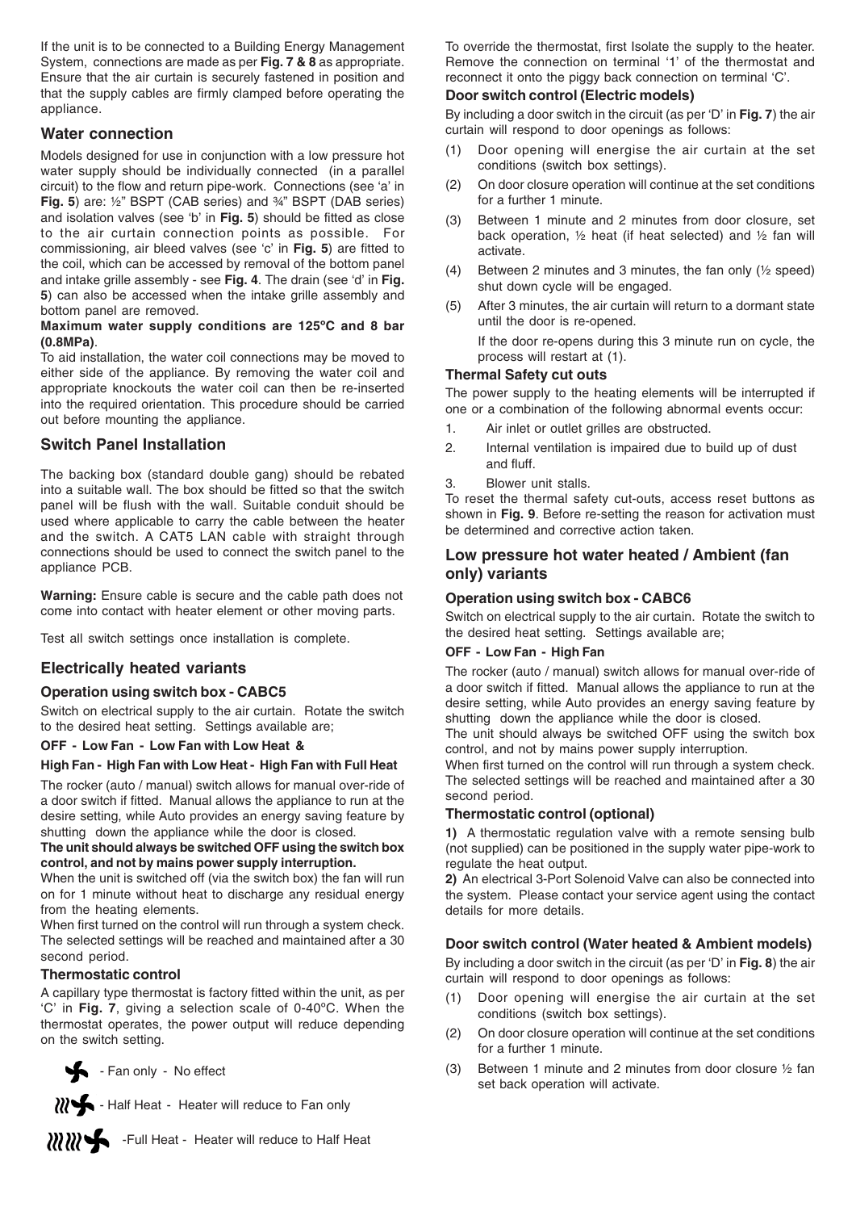If the unit is to be connected to a Building Energy Management System, connections are made as per **Fig. 7 & 8** as appropriate. Ensure that the air curtain is securely fastened in position and that the supply cables are firmly clamped before operating the appliance.

## Water connection

Models designed for use in conjunction with a low pressure hot water supply should be individually connected (in a parallel circuit) to the flow and return pipe-work. Connections (see 'a' in **Fig. 5**) are: ½" BSPT (CAB series) and ¾" BSPT (DAB series) and isolation valves (see 'b' in **Fig. 5**) should be fitted as close to the air curtain connection points as possible. For commissioning, air bleed valves (see 'c' in **Fig. 5**) are fitted to the coil, which can be accessed by removal of the bottom panel and intake grille assembly - see **Fig. 4**. The drain (see 'd' in **Fig. 5**) can also be accessed when the intake grille assembly and bottom panel are removed.

**Maximum water supply conditions are 125ºC and 8 bar (0.8MPa)**.

To aid installation, the water coil connections may be moved to either side of the appliance. By removing the water coil and appropriate knockouts the water coil can then be re-inserted into the required orientation. This procedure should be carried out before mounting the appliance.

## Switch Panel Installation

The backing box (standard double gang) should be rebated into a suitable wall. The box should be fitted so that the switch panel will be flush with the wall. Suitable conduit should be used where applicable to carry the cable between the heater and the switch. A CAT5 LAN cable with straight through connections should be used to connect the switch panel to the appliance PCB.

**Warning:** Ensure cable is secure and the cable path does not come into contact with heater element or other moving parts.

Test all switch settings once installation is complete.

## Electrically heated variants

### Operation using switch box - CABC5

Switch on electrical supply to the air curtain. Rotate the switch to the desired heat setting. Settings available are;

**OFF - Low Fan - Low Fan with Low Heat &**

**High Fan - High Fan with Low Heat - High Fan with Full Heat**

The rocker (auto / manual) switch allows for manual over-ride of a door switch if fitted. Manual allows the appliance to run at the desire setting, while Auto provides an energy saving feature by shutting down the appliance while the door is closed.

**The unit should always be switched OFF using the switch box control, and not by mains power supply interruption.**

When the unit is switched off (via the switch box) the fan will run on for 1 minute without heat to discharge any residual energy from the heating elements.

When first turned on the control will run through a system check. The selected settings will be reached and maintained after a 30 second period.

### Thermostatic control

A capillary type thermostat is factory fitted within the unit, as per 'C' in **Fig. 7**, giving a selection scale of 0-40ºC. When the thermostat operates, the power output will reduce depending on the switch setting.

- Fan only - No effect

- Half Heat - Heater will reduce to Fan only

- Full Heat - Heater will reduce to Half Heat

To override the thermostat, first Isolate the supply to the heater. Remove the connection on terminal '1' of the thermostat and reconnect it onto the piggy back connection on terminal 'C'.

### Door switch control (Electric models)

By including a door switch in the circuit (as per 'D' in **Fig. 7**) the air curtain will respond to door openings as follows:

(1) Door opening will energise the air curtain at the set conditions (switch box settings).

(2) On door closure operation will continue at the set conditions for a further 1 minute.

(3) Between 1 minute and 2 minutes from door closure, set back operation, ½ heat (if heat selected) and ½ fan will activate.

(4) Between 2 minutes and 3 minutes, the fan only (½ speed) shut down cycle will be engaged.

(5) After 3 minutes, the air curtain will return to a dormant state until the door is re-opened.

If the door re-opens during this 3 minute run on cycle, the process will restart at (1).

### Thermal Safety cut outs

The power supply to the heating elements will be interrupted if one or a combination of the following abnormal events occur:

1. Air inlet or outlet grilles are obstructed.
2. Internal ventilation is impaired due to build up of dust and fluff.
3. Blower unit stalls.

To reset the thermal safety cut-outs, access reset buttons as shown in **Fig. 9**. Before re-setting the reason for activation must be determined and corrective action taken.

## Low pressure hot water heated / Ambient (fan only) variants

### Operation using switch box - CABC6

Switch on electrical supply to the air curtain. Rotate the switch to the desired heat setting. Settings available are;

**OFF - Low Fan - High Fan**

The rocker (auto / manual) switch allows for manual over-ride of a door switch if fitted. Manual allows the appliance to run at the desire setting, while Auto provides an energy saving feature by shutting down the appliance while the door is closed.

The unit should always be switched OFF using the switch box control, and not by mains power supply interruption.

When first turned on the control will run through a system check. The selected settings will be reached and maintained after a 30 second period.

### Thermostatic control (optional)

**1)** A thermostatic regulation valve with a remote sensing bulb (not supplied) can be positioned in the supply water pipe-work to regulate the heat output.

**2)** An electrical 3-Port Solenoid Valve can also be connected into the system. Please contact your service agent using the contact details for more details.

### Door switch control (Water heated & Ambient models)

By including a door switch in the circuit (as per 'D' in **Fig. 8**) the air curtain will respond to door openings as follows:

(1) Door opening will energise the air curtain at the set conditions (switch box settings).

(2) On door closure operation will continue at the set conditions for a further 1 minute.

(3) Between 1 minute and 2 minutes from door closure ½ fan set back operation will activate.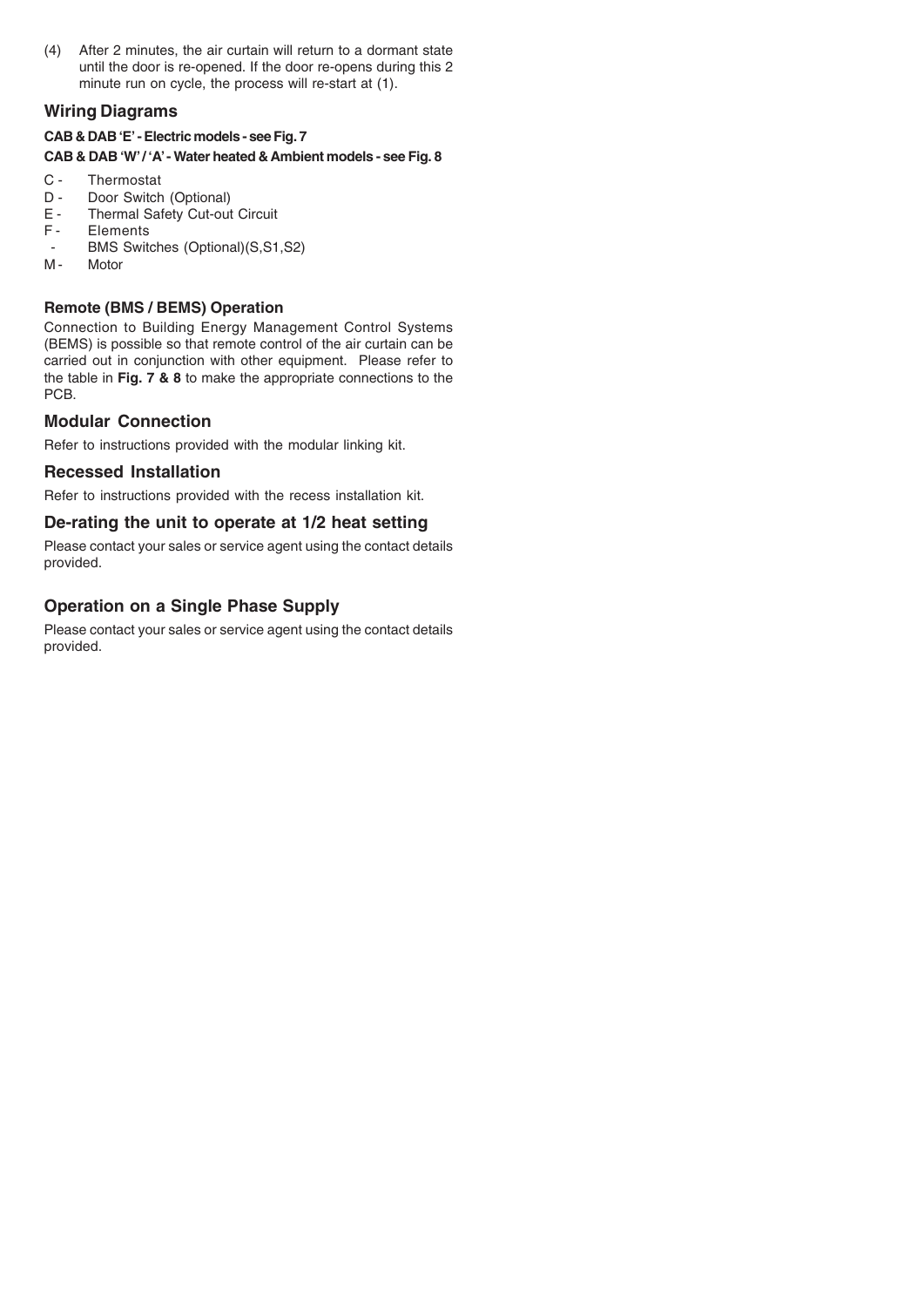(4) After 2 minutes, the air curtain will return to a dormant state until the door is re-opened. If the door re-opens during this 2 minute run on cycle, the process will re-start at (1).

## Wiring Diagrams

**CAB & DAB 'E' - Electric models - see Fig. 7**

**CAB & DAB 'W' / 'A' - Water heated & Ambient models - see Fig. 8**

- C - Thermostat
- D - Door Switch (Optional)
- E - Thermal Safety Cut-out Circuit
- F - Elements
- \- BMS Switches (Optional)(S,S1,S2)
- M - Motor

### Remote (BMS / BEMS) Operation

Connection to Building Energy Management Control Systems (BEMS) is possible so that remote control of the air curtain can be carried out in conjunction with other equipment. Please refer to the table in **Fig. 7 & 8** to make the appropriate connections to the PCB.

## Modular Connection

Refer to instructions provided with the modular linking kit.

## Recessed Installation

Refer to instructions provided with the recess installation kit.

## De-rating the unit to operate at 1/2 heat setting

Please contact your sales or service agent using the contact details provided.

## Operation on a Single Phase Supply

Please contact your sales or service agent using the contact details provided.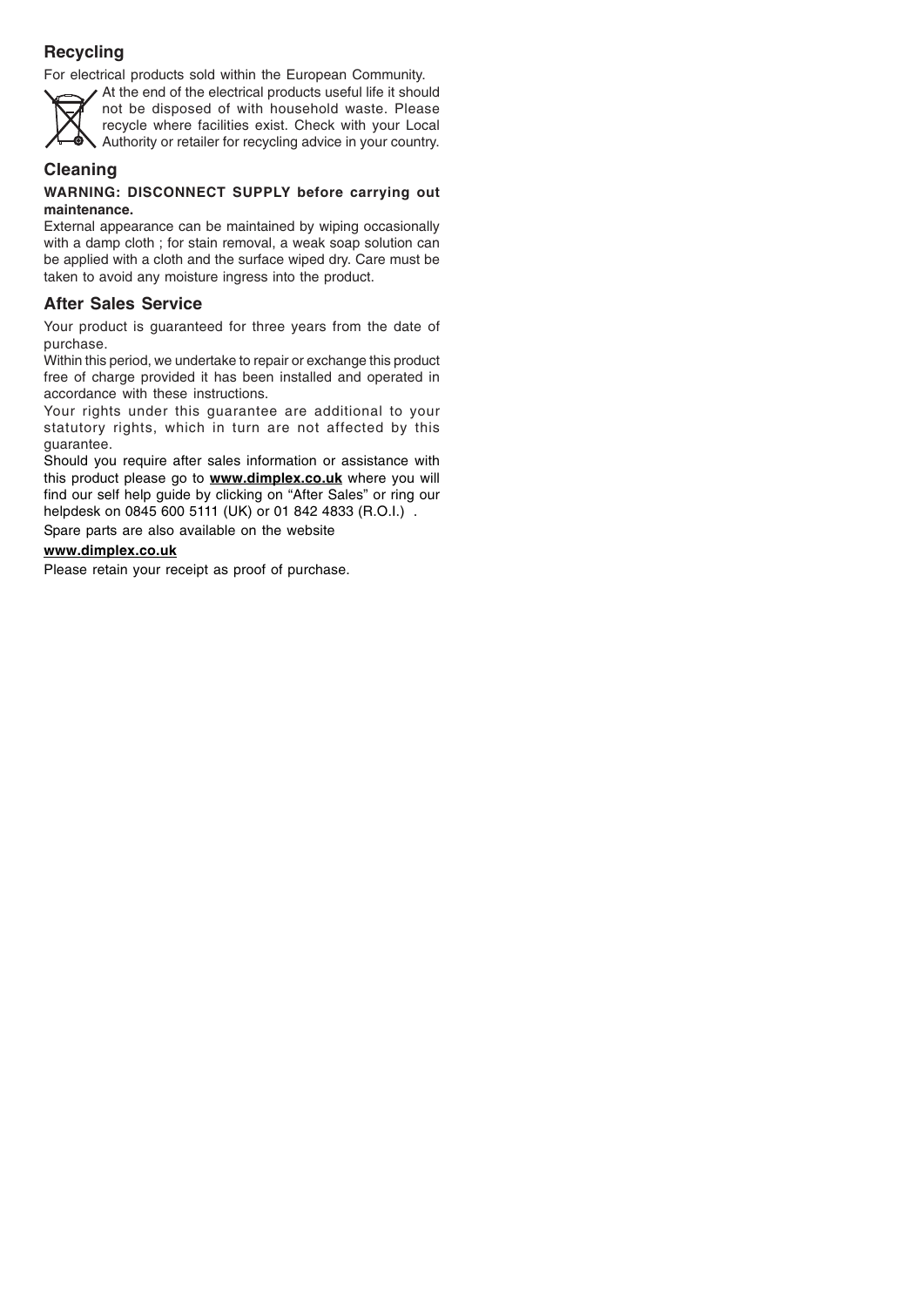## Recycling

For electrical products sold within the European Community.

At the end of the electrical products useful life it should not be disposed of with household waste. Please recycle where facilities exist. Check with your Local Authority or retailer for recycling advice in your country.

## Cleaning

**WARNING: DISCONNECT SUPPLY before carrying out maintenance.**

External appearance can be maintained by wiping occasionally with a damp cloth ; for stain removal, a weak soap solution can be applied with a cloth and the surface wiped dry. Care must be taken to avoid any moisture ingress into the product.

## After Sales Service

Your product is guaranteed for three years from the date of purchase.

Within this period, we undertake to repair or exchange this product free of charge provided it has been installed and operated in accordance with these instructions.

Your rights under this guarantee are additional to your statutory rights, which in turn are not affected by this guarantee.

Should you require after sales information or assistance with this product please go to **www.dimplex.co.uk** where you will find our self help guide by clicking on "After Sales" or ring our helpdesk on 0845 600 5111 (UK) or 01 842 4833 (R.O.I.) .

Spare parts are also available on the website

**www.dimplex.co.uk**

Please retain your receipt as proof of purchase.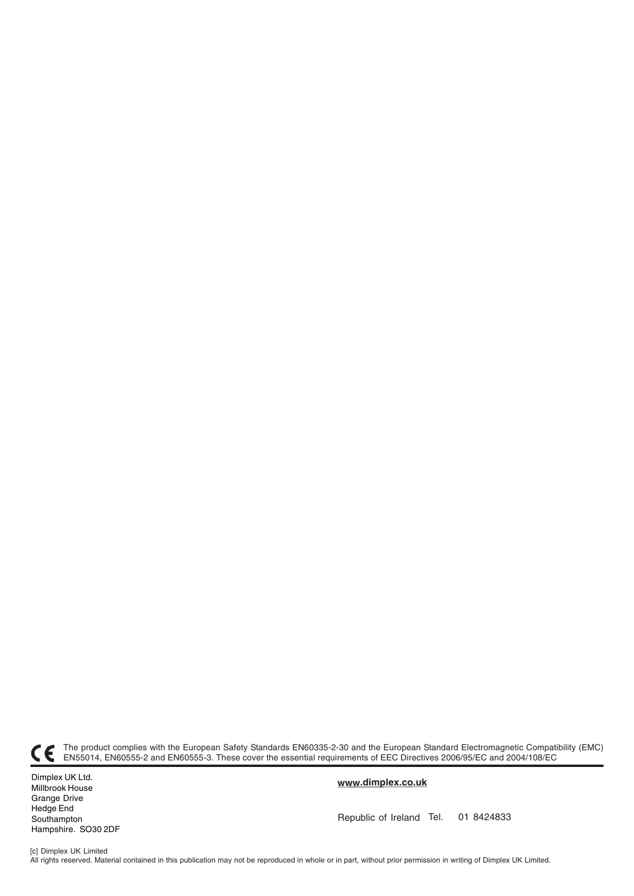CE The product complies with the European Safety Standards EN60335-2-30 and the European Standard Electromagnetic Compatibility (EMC) EN55014, EN60555-2 and EN60555-3. These cover the essential requirements of EEC Directives 2006/95/EC and 2004/108/EC

Dimplex UK Ltd.
Millbrook House
Grange Drive
Hedge End
Southampton
Hampshire. SO30 2DF

**www.dimplex.co.uk**

Republic of Ireland Tel. 01 8424833

[c] Dimplex UK Limited
All rights reserved. Material contained in this publication may not be reproduced in whole or in part, without prior permission in writing of Dimplex UK Limited.